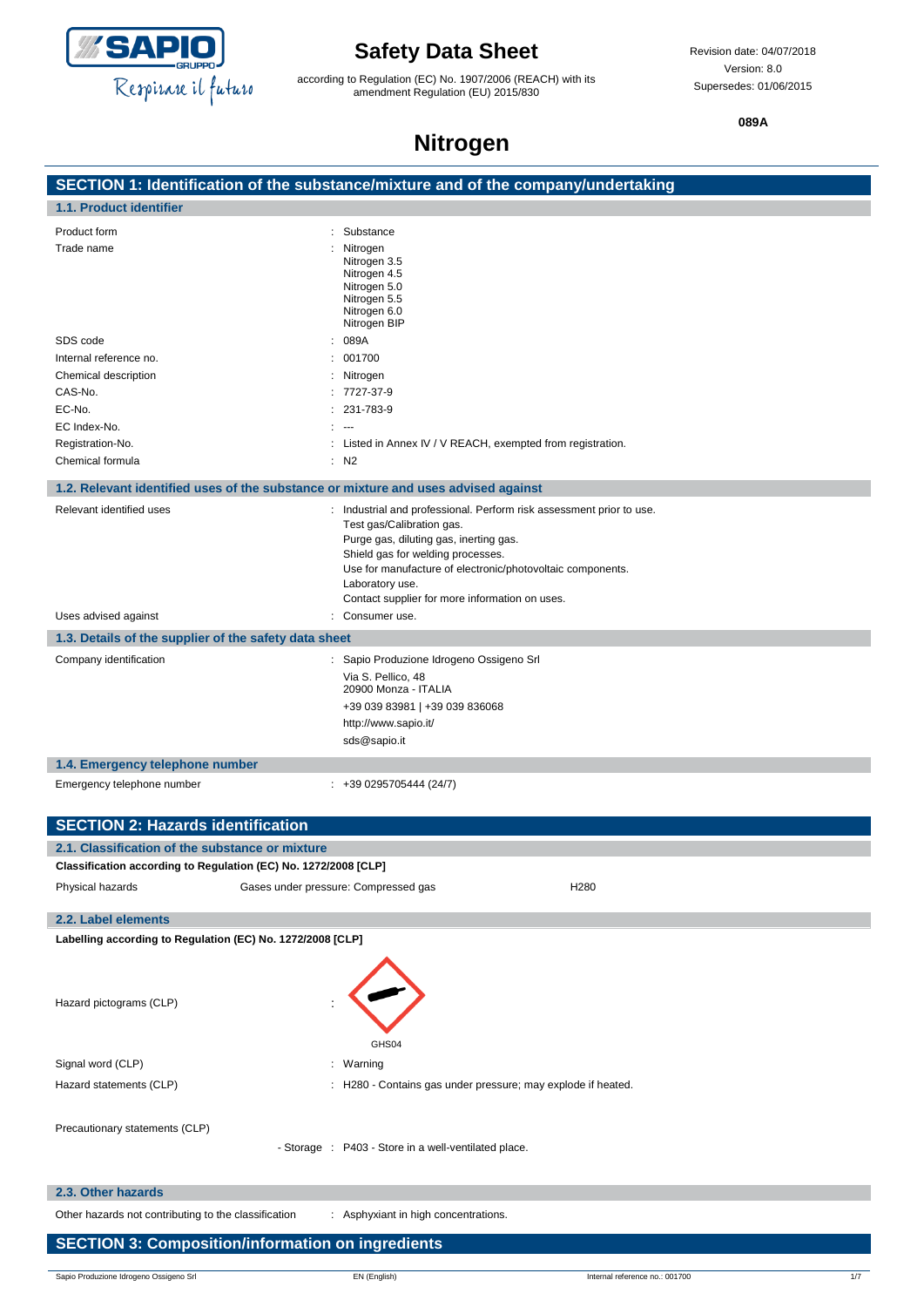# Safety Data Sheet

according to Regulation (EC) No. 1907/2006 (REACH) with its amendment Regulation (EU) 2015/830

Revision date: 04/07/2018
Version: 8.0
Supersedes: 01/06/2015

**089A**

# Nitrogen

## SECTION 1: Identification of the substance/mixture and of the company/undertaking

### 1.1. Product identifier

| | |
|---|---|
| Product form | : Substance |
| Trade name | : Nitrogen<br>Nitrogen 3.5<br>Nitrogen 4.5<br>Nitrogen 5.0<br>Nitrogen 5.5<br>Nitrogen 6.0<br>Nitrogen BIP |
| SDS code | : 089A |
| Internal reference no. | : 001700 |
| Chemical description | : Nitrogen |
| CAS-No. | : 7727-37-9 |
| EC-No. | : 231-783-9 |
| EC Index-No. | : --- |
| Registration-No. | : Listed in Annex IV / V REACH, exempted from registration. |
| Chemical formula | : $N_2$ |

### 1.2. Relevant identified uses of the substance or mixture and uses advised against

| | |
|---|---|
| Relevant identified uses | : Industrial and professional. Perform risk assessment prior to use.<br>Test gas/Calibration gas.<br>Purge gas, diluting gas, inerting gas.<br>Shield gas for welding processes.<br>Use for manufacture of electronic/photovoltaic components.<br>Laboratory use.<br>Contact supplier for more information on uses. |
| Uses advised against | : Consumer use. |

### 1.3. Details of the supplier of the safety data sheet

| | |
|---|---|
| Company identification | : Sapio Produzione Idrogeno Ossigeno Srl<br>Via S. Pellico, 48<br>20900 Monza - ITALIA<br>+39 039 83981 \| +39 039 836068<br>http://www.sapio.it/<br>sds@sapio.it |

### 1.4. Emergency telephone number

| | |
|---|---|
| Emergency telephone number | : +39 0295705444 (24/7) |

## SECTION 2: Hazards identification

### 2.1. Classification of the substance or mixture

**Classification according to Regulation (EC) No. 1272/2008 [CLP]**

| | | |
|---|---|---|
| Physical hazards | Gases under pressure: Compressed gas | H280 |

### 2.2. Label elements

**Labelling according to Regulation (EC) No. 1272/2008 [CLP]**

| | |
|---|---|
| Hazard pictograms (CLP) | : GHS04 |
| Signal word (CLP) | : Warning |
| Hazard statements (CLP) | : H280 - Contains gas under pressure; may explode if heated. |
| Precautionary statements (CLP) | |
| - Storage | : P403 - Store in a well-ventilated place. |

### 2.3. Other hazards

| | |
|---|---|
| Other hazards not contributing to the classification | : Asphyxiant in high concentrations. |

## SECTION 3: Composition/information on ingredients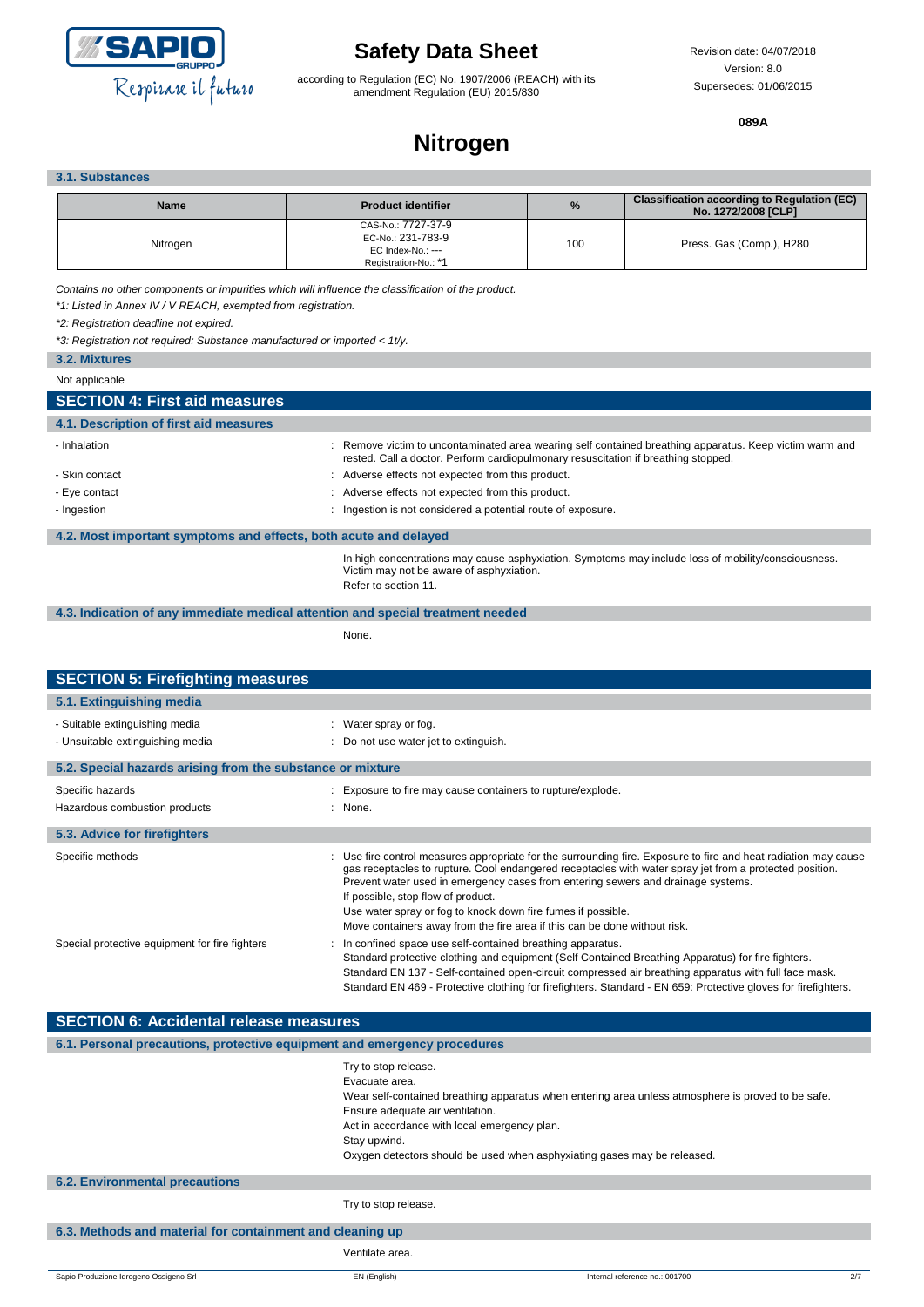### 3.1. Substances

| Name | Product identifier | % | Classification according to Regulation (EC) No. 1272/2008 [CLP] |
|---|---|---|---|
| Nitrogen | CAS-No.: 7727-37-9<br>EC-No.: 231-783-9<br>EC Index-No.: ---<br>Registration-No.: *1 | 100 | Press. Gas (Comp.), H280 |

*Contains no other components or impurities which will influence the classification of the product.*

*\*1: Listed in Annex IV / V REACH, exempted from registration.*

*\*2: Registration deadline not expired.*

*\*3: Registration not required: Substance manufactured or imported < 1t/y.*

### 3.2. Mixtures

Not applicable

## SECTION 4: First aid measures

### 4.1. Description of first aid measures

- Inhalation : Remove victim to uncontaminated area wearing self contained breathing apparatus. Keep victim warm and rested. Call a doctor. Perform cardiopulmonary resuscitation if breathing stopped.
- Skin contact : Adverse effects not expected from this product.
- Eye contact : Adverse effects not expected from this product.
- Ingestion : Ingestion is not considered a potential route of exposure.

### 4.2. Most important symptoms and effects, both acute and delayed

In high concentrations may cause asphyxiation. Symptoms may include loss of mobility/consciousness. Victim may not be aware of asphyxiation.
Refer to section 11.

### 4.3. Indication of any immediate medical attention and special treatment needed

None.

## SECTION 5: Firefighting measures

### 5.1. Extinguishing media

- Suitable extinguishing media : Water spray or fog.
- Unsuitable extinguishing media : Do not use water jet to extinguish.

### 5.2. Special hazards arising from the substance or mixture

Specific hazards : Exposure to fire may cause containers to rupture/explode.

Hazardous combustion products : None.

### 5.3. Advice for firefighters

Specific methods : Use fire control measures appropriate for the surrounding fire. Exposure to fire and heat radiation may cause gas receptacles to rupture. Cool endangered receptacles with water spray jet from a protected position. Prevent water used in emergency cases from entering sewers and drainage systems.
If possible, stop flow of product.
Use water spray or fog to knock down fire fumes if possible.
Move containers away from the fire area if this can be done without risk.

Special protective equipment for fire fighters : In confined space use self-contained breathing apparatus.
Standard protective clothing and equipment (Self Contained Breathing Apparatus) for fire fighters.
Standard EN 137 - Self-contained open-circuit compressed air breathing apparatus with full face mask.
Standard EN 469 - Protective clothing for firefighters. Standard - EN 659: Protective gloves for firefighters.

## SECTION 6: Accidental release measures

### 6.1. Personal precautions, protective equipment and emergency procedures

Try to stop release.
Evacuate area.
Wear self-contained breathing apparatus when entering area unless atmosphere is proved to be safe.
Ensure adequate air ventilation.
Act in accordance with local emergency plan.
Stay upwind.
Oxygen detectors should be used when asphyxiating gases may be released.

### 6.2. Environmental precautions

Try to stop release.

### 6.3. Methods and material for containment and cleaning up

Ventilate area.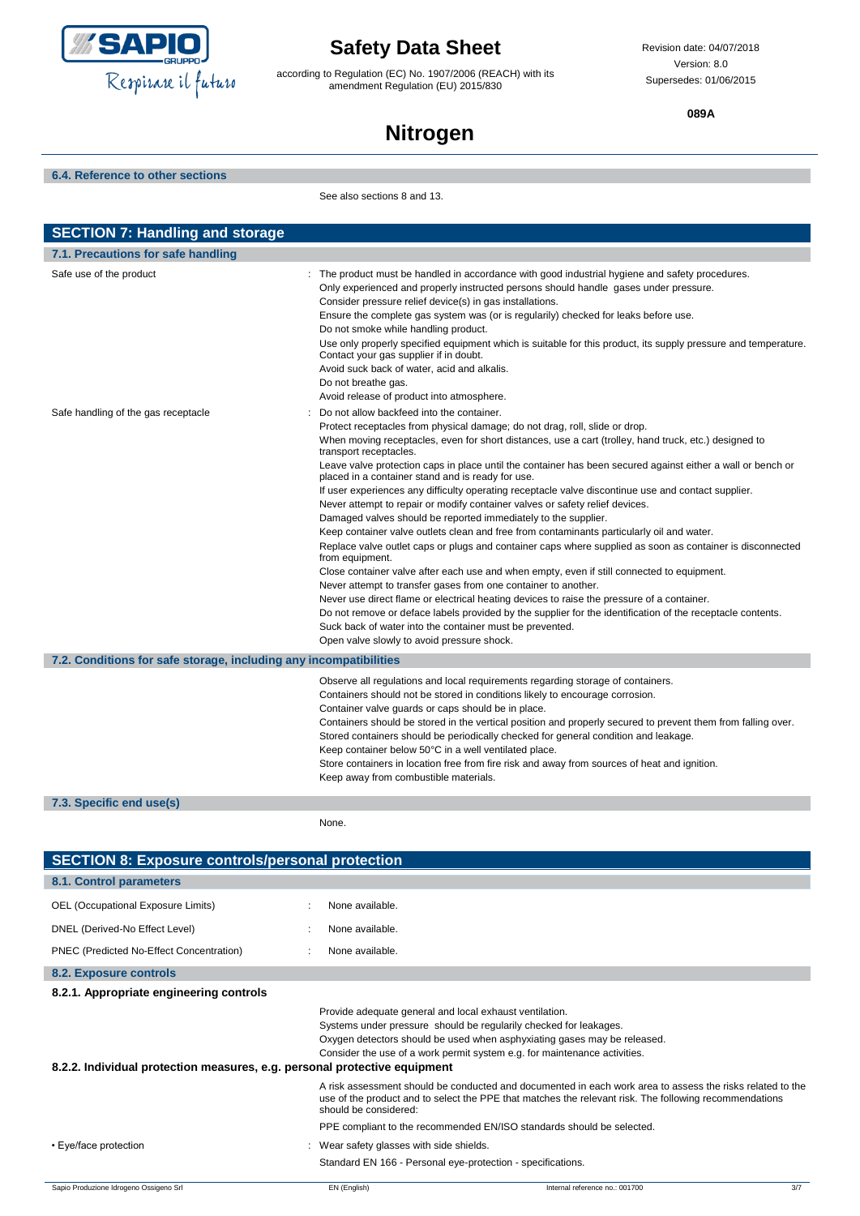### 6.4. Reference to other sections

See also sections 8 and 13.

## SECTION 7: Handling and storage

### 7.1. Precautions for safe handling

Safe use of the product : The product must be handled in accordance with good industrial hygiene and safety procedures.
Only experienced and properly instructed persons should handle gases under pressure.
Consider pressure relief device(s) in gas installations.
Ensure the complete gas system was (or is regularily) checked for leaks before use.
Do not smoke while handling product.
Use only properly specified equipment which is suitable for this product, its supply pressure and temperature. Contact your gas supplier if in doubt.
Avoid suck back of water, acid and alkalis.
Do not breathe gas.
Avoid release of product into atmosphere.

Safe handling of the gas receptacle : Do not allow backfeed into the container.
Protect receptacles from physical damage; do not drag, roll, slide or drop.
When moving receptacles, even for short distances, use a cart (trolley, hand truck, etc.) designed to transport receptacles.
Leave valve protection caps in place until the container has been secured against either a wall or bench or placed in a container stand and is ready for use.
If user experiences any difficulty operating receptacle valve discontinue use and contact supplier.
Never attempt to repair or modify container valves or safety relief devices.
Damaged valves should be reported immediately to the supplier.
Keep container valve outlets clean and free from contaminants particularly oil and water.
Replace valve outlet caps or plugs and container caps where supplied as soon as container is disconnected from equipment.
Close container valve after each use and when empty, even if still connected to equipment.
Never attempt to transfer gases from one container to another.
Never use direct flame or electrical heating devices to raise the pressure of a container.
Do not remove or deface labels provided by the supplier for the identification of the receptacle contents.
Suck back of water into the container must be prevented.
Open valve slowly to avoid pressure shock.

### 7.2. Conditions for safe storage, including any incompatibilities

Observe all regulations and local requirements regarding storage of containers.
Containers should not be stored in conditions likely to encourage corrosion.
Container valve guards or caps should be in place.
Containers should be stored in the vertical position and properly secured to prevent them from falling over.
Stored containers should be periodically checked for general condition and leakage.
Keep container below 50°C in a well ventilated place.
Store containers in location free from fire risk and away from sources of heat and ignition.
Keep away from combustible materials.

### 7.3. Specific end use(s)

None.

## SECTION 8: Exposure controls/personal protection

### 8.1. Control parameters

OEL (Occupational Exposure Limits) : None available.

DNEL (Derived-No Effect Level) : None available.

PNEC (Predicted No-Effect Concentration) : None available.

### 8.2. Exposure controls

#### 8.2.1. Appropriate engineering controls

Provide adequate general and local exhaust ventilation.
Systems under pressure should be regularily checked for leakages.
Oxygen detectors should be used when asphyxiating gases may be released.
Consider the use of a work permit system e.g. for maintenance activities.

#### 8.2.2. Individual protection measures, e.g. personal protective equipment

A risk assessment should be conducted and documented in each work area to assess the risks related to the use of the product and to select the PPE that matches the relevant risk. The following recommendations should be considered:

PPE compliant to the recommended EN/ISO standards should be selected.

• Eye/face protection : Wear safety glasses with side shields.
Standard EN 166 - Personal eye-protection - specifications.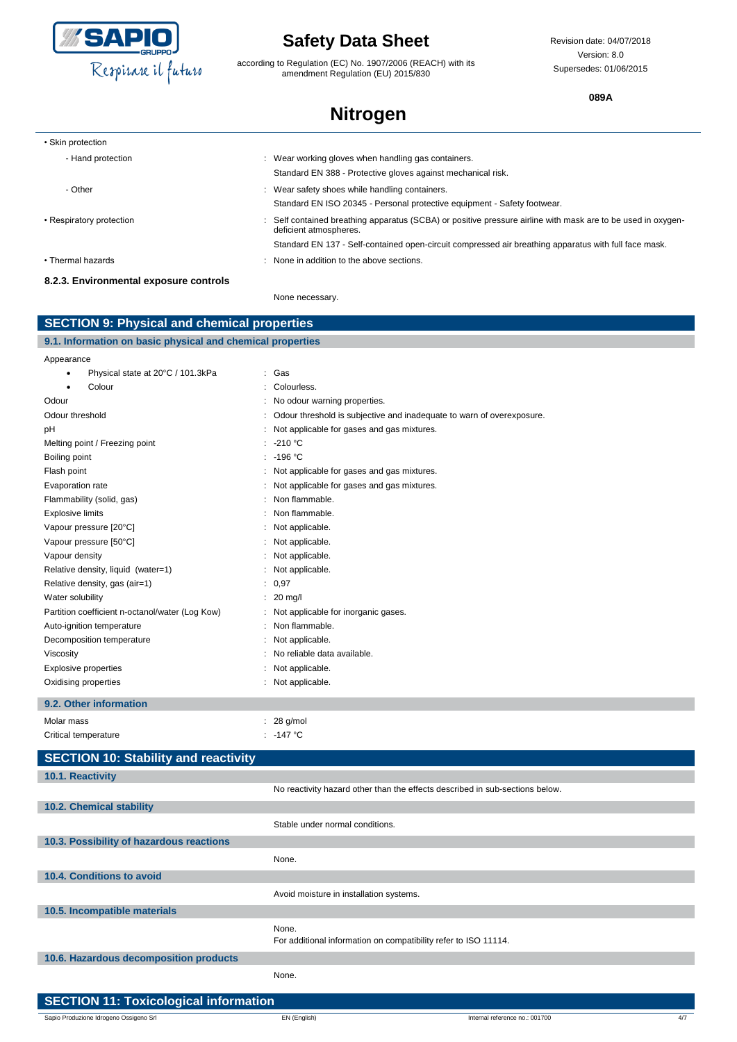• Skin protection

| | |
|---|---|
| - Hand protection | : Wear working gloves when handling gas containers. |
| | Standard EN 388 - Protective gloves against mechanical risk. |
| - Other | : Wear safety shoes while handling containers. |
| | Standard EN ISO 20345 - Personal protective equipment - Safety footwear. |
| • Respiratory protection | : Self contained breathing apparatus (SCBA) or positive pressure airline with mask are to be used in oxygen-deficient atmospheres. |
| | Standard EN 137 - Self-contained open-circuit compressed air breathing apparatus with full face mask. |
| • Thermal hazards | : None in addition to the above sections. |

**8.2.3. Environmental exposure controls**

None necessary.

## SECTION 9: Physical and chemical properties

### 9.1. Information on basic physical and chemical properties

| | |
|---|---|
| Appearance | |
| • Physical state at 20°C / 101.3kPa | : Gas |
| • Colour | : Colourless. |
| Odour | : No odour warning properties. |
| Odour threshold | : Odour threshold is subjective and inadequate to warn of overexposure. |
| pH | : Not applicable for gases and gas mixtures. |
| Melting point / Freezing point | : -210 °C |
| Boiling point | : -196 °C |
| Flash point | : Not applicable for gases and gas mixtures. |
| Evaporation rate | : Not applicable for gases and gas mixtures. |
| Flammability (solid, gas) | : Non flammable. |
| Explosive limits | : Non flammable. |
| Vapour pressure [20°C] | : Not applicable. |
| Vapour pressure [50°C] | : Not applicable. |
| Vapour density | : Not applicable. |
| Relative density, liquid (water=1) | : Not applicable. |
| Relative density, gas (air=1) | : 0,97 |
| Water solubility | : 20 mg/l |
| Partition coefficient n-octanol/water (Log Kow) | : Not applicable for inorganic gases. |
| Auto-ignition temperature | : Non flammable. |
| Decomposition temperature | : Not applicable. |
| Viscosity | : No reliable data available. |
| Explosive properties | : Not applicable. |
| Oxidising properties | : Not applicable. |

### 9.2. Other information

| | |
|---|---|
| Molar mass | : 28 g/mol |
| Critical temperature | : -147 °C |

## SECTION 10: Stability and reactivity

### 10.1. Reactivity

No reactivity hazard other than the effects described in sub-sections below.

### 10.2. Chemical stability

Stable under normal conditions.

### 10.3. Possibility of hazardous reactions

None.

### 10.4. Conditions to avoid

Avoid moisture in installation systems.

### 10.5. Incompatible materials

None.
For additional information on compatibility refer to ISO 11114.

### 10.6. Hazardous decomposition products

None.

## SECTION 11: Toxicological information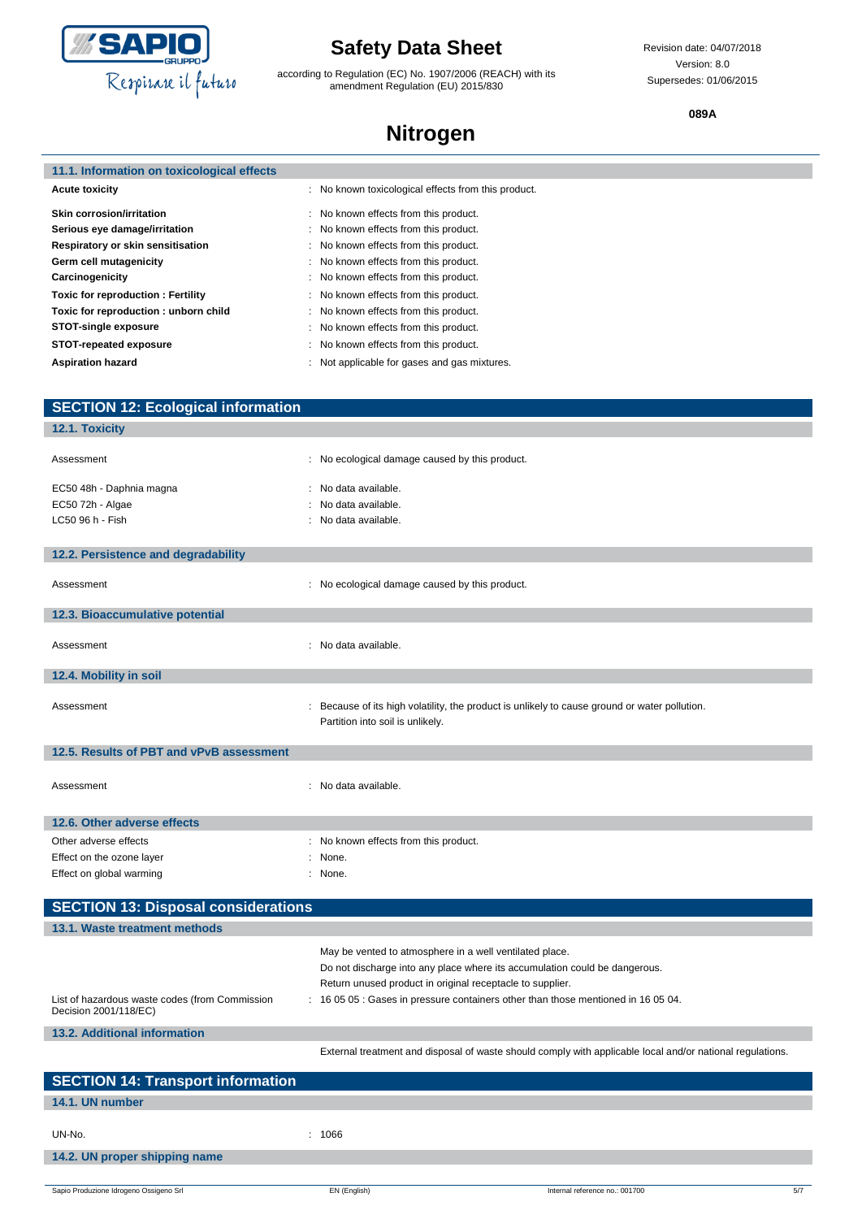### 11.1. Information on toxicological effects

| | |
|---|---|
| **Acute toxicity** | : No known toxicological effects from this product. |
| **Skin corrosion/irritation** | : No known effects from this product. |
| **Serious eye damage/irritation** | : No known effects from this product. |
| **Respiratory or skin sensitisation** | : No known effects from this product. |
| **Germ cell mutagenicity** | : No known effects from this product. |
| **Carcinogenicity** | : No known effects from this product. |
| **Toxic for reproduction : Fertility** | : No known effects from this product. |
| **Toxic for reproduction : unborn child** | : No known effects from this product. |
| **STOT-single exposure** | : No known effects from this product. |
| **STOT-repeated exposure** | : No known effects from this product. |
| **Aspiration hazard** | : Not applicable for gases and gas mixtures. |

## SECTION 12: Ecological information

### 12.1. Toxicity

| | |
|---|---|
| Assessment | : No ecological damage caused by this product. |
| EC50 48h - Daphnia magna | : No data available. |
| EC50 72h - Algae | : No data available. |
| LC50 96 h - Fish | : No data available. |

### 12.2. Persistence and degradability

| | |
|---|---|
| Assessment | : No ecological damage caused by this product. |

### 12.3. Bioaccumulative potential

| | |
|---|---|
| Assessment | : No data available. |

### 12.4. Mobility in soil

| | |
|---|---|
| Assessment | : Because of its high volatility, the product is unlikely to cause ground or water pollution. Partition into soil is unlikely. |

### 12.5. Results of PBT and vPvB assessment

| | |
|---|---|
| Assessment | : No data available. |

### 12.6. Other adverse effects

| | |
|---|---|
| Other adverse effects | : No known effects from this product. |
| Effect on the ozone layer | : None. |
| Effect on global warming | : None. |

## SECTION 13: Disposal considerations

### 13.1. Waste treatment methods

May be vented to atmosphere in a well ventilated place.
Do not discharge into any place where its accumulation could be dangerous.
Return unused product in original receptacle to supplier.

| | |
|---|---|
| List of hazardous waste codes (from Commission Decision 2001/118/EC) | : 16 05 05 : Gases in pressure containers other than those mentioned in 16 05 04. |

### 13.2. Additional information

External treatment and disposal of waste should comply with applicable local and/or national regulations.

## SECTION 14: Transport information

### 14.1. UN number

| | |
|---|---|
| UN-No. | : 1066 |

### 14.2. UN proper shipping name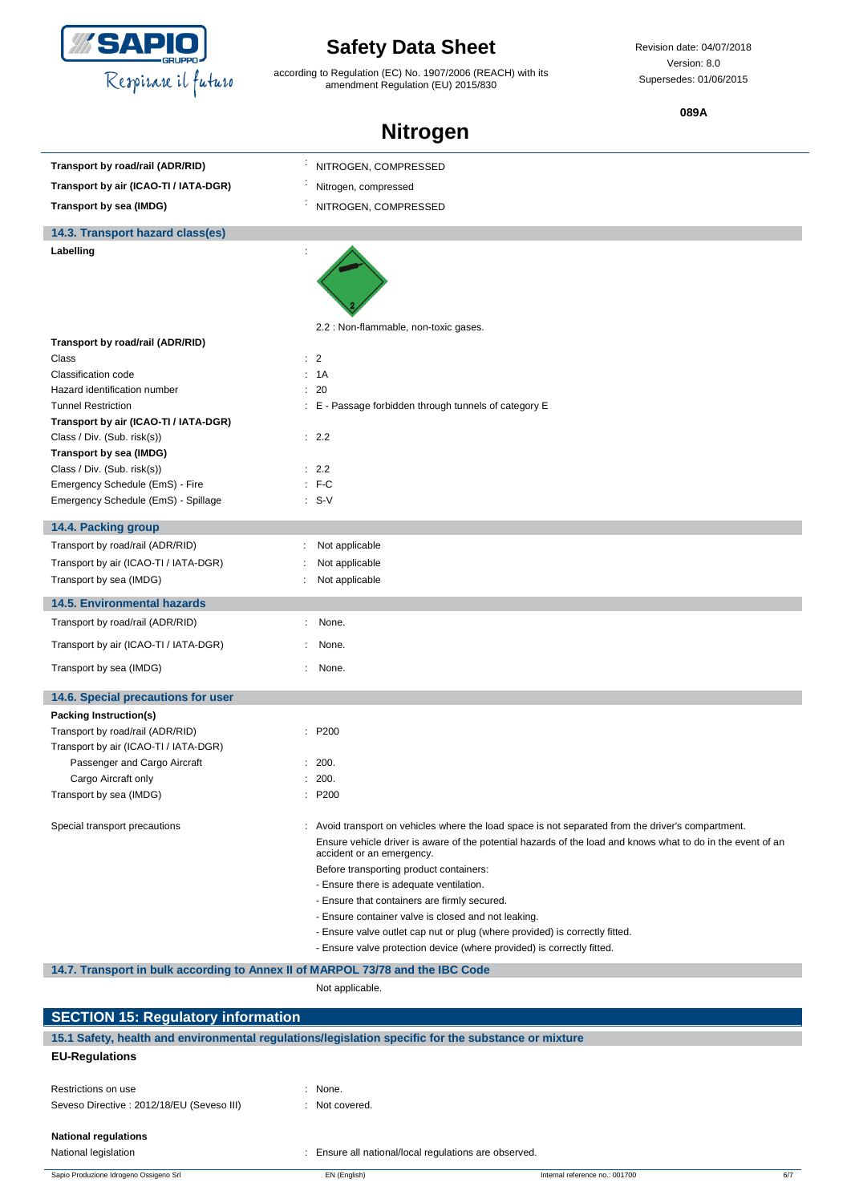| | |
|---|---|
| **Transport by road/rail (ADR/RID)** | : NITROGEN, COMPRESSED |
| **Transport by air (ICAO-TI / IATA-DGR)** | : Nitrogen, compressed |
| **Transport by sea (IMDG)** | : NITROGEN, COMPRESSED |

### 14.3. Transport hazard class(es)

**Labelling** :

2.2 : Non-flammable, non-toxic gases.

| | |
|---|---|
| **Transport by road/rail (ADR/RID)** | |
| Class | : 2 |
| Classification code | : 1A |
| Hazard identification number | : 20 |
| Tunnel Restriction | : E - Passage forbidden through tunnels of category E |
| **Transport by air (ICAO-TI / IATA-DGR)** | |
| Class / Div. (Sub. risk(s)) | : 2.2 |
| **Transport by sea (IMDG)** | |
| Class / Div. (Sub. risk(s)) | : 2.2 |
| Emergency Schedule (EmS) - Fire | : F-C |
| Emergency Schedule (EmS) - Spillage | : S-V |

### 14.4. Packing group

| | |
|---|---|
| Transport by road/rail (ADR/RID) | : Not applicable |
| Transport by air (ICAO-TI / IATA-DGR) | : Not applicable |
| Transport by sea (IMDG) | : Not applicable |

### 14.5. Environmental hazards

| | |
|---|---|
| Transport by road/rail (ADR/RID) | : None. |
| Transport by air (ICAO-TI / IATA-DGR) | : None. |
| Transport by sea (IMDG) | : None. |

### 14.6. Special precautions for user

| | |
|---|---|
| **Packing Instruction(s)** | |
| Transport by road/rail (ADR/RID) | : P200 |
| Transport by air (ICAO-TI / IATA-DGR) | |
| Passenger and Cargo Aircraft | : 200. |
| Cargo Aircraft only | : 200. |
| Transport by sea (IMDG) | : P200 |

Special transport precautions : Avoid transport on vehicles where the load space is not separated from the driver's compartment.

Ensure vehicle driver is aware of the potential hazards of the load and knows what to do in the event of an accident or an emergency.

Before transporting product containers:

- Ensure there is adequate ventilation.
- Ensure that containers are firmly secured.
- Ensure container valve is closed and not leaking.
- Ensure valve outlet cap nut or plug (where provided) is correctly fitted.
- Ensure valve protection device (where provided) is correctly fitted.

### 14.7. Transport in bulk according to Annex II of MARPOL 73/78 and the IBC Code

Not applicable.

## SECTION 15: Regulatory information

### 15.1 Safety, health and environmental regulations/legislation specific for the substance or mixture

**EU-Regulations**

| | |
|---|---|
| Restrictions on use | : None. |
| Seveso Directive : 2012/18/EU (Seveso III) | : Not covered. |

**National regulations**

National legislation : Ensure all national/local regulations are observed.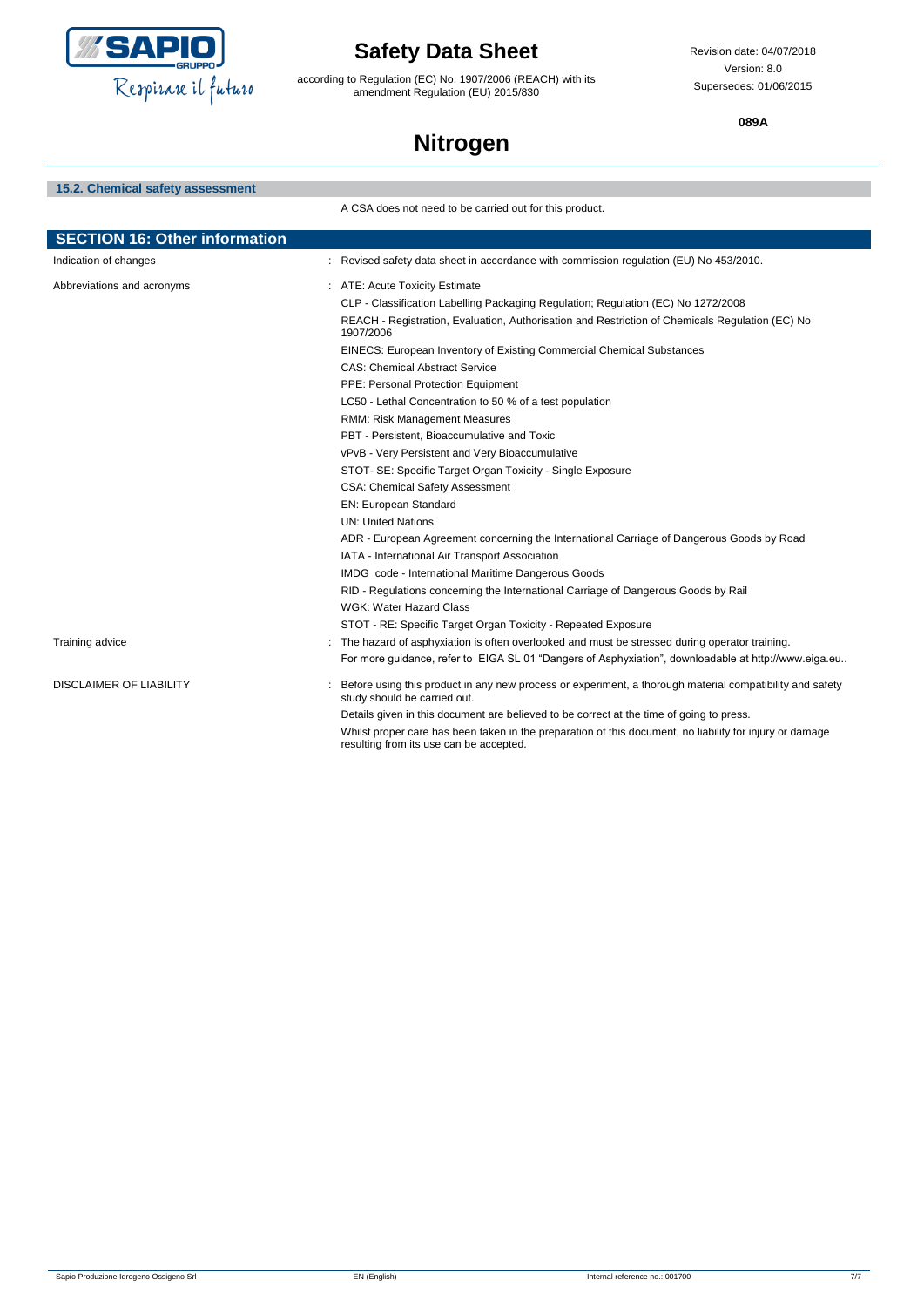### 15.2. Chemical safety assessment

A CSA does not need to be carried out for this product.

## SECTION 16: Other information

| | |
|---|---|
| Indication of changes | : Revised safety data sheet in accordance with commission regulation (EU) No 453/2010. |
| Abbreviations and acronyms | : ATE: Acute Toxicity Estimate<br>CLP - Classification Labelling Packaging Regulation; Regulation (EC) No 1272/2008<br>REACH - Registration, Evaluation, Authorisation and Restriction of Chemicals Regulation (EC) No 1907/2006<br>EINECS: European Inventory of Existing Commercial Chemical Substances<br>CAS: Chemical Abstract Service<br>PPE: Personal Protection Equipment<br>LC50 - Lethal Concentration to 50 % of a test population<br>RMM: Risk Management Measures<br>PBT - Persistent, Bioaccumulative and Toxic<br>vPvB - Very Persistent and Very Bioaccumulative<br>STOT- SE: Specific Target Organ Toxicity - Single Exposure<br>CSA: Chemical Safety Assessment<br>EN: European Standard<br>UN: United Nations<br>ADR - European Agreement concerning the International Carriage of Dangerous Goods by Road<br>IATA - International Air Transport Association<br>IMDG code - International Maritime Dangerous Goods<br>RID - Regulations concerning the International Carriage of Dangerous Goods by Rail<br>WGK: Water Hazard Class<br>STOT - RE: Specific Target Organ Toxicity - Repeated Exposure |
| Training advice | : The hazard of asphyxiation is often overlooked and must be stressed during operator training.<br>For more guidance, refer to EIGA SL 01 "Dangers of Asphyxiation", downloadable at http://www.eiga.eu.. |
| DISCLAIMER OF LIABILITY | : Before using this product in any new process or experiment, a thorough material compatibility and safety study should be carried out.<br>Details given in this document are believed to be correct at the time of going to press.<br>Whilst proper care has been taken in the preparation of this document, no liability for injury or damage resulting from its use can be accepted. |